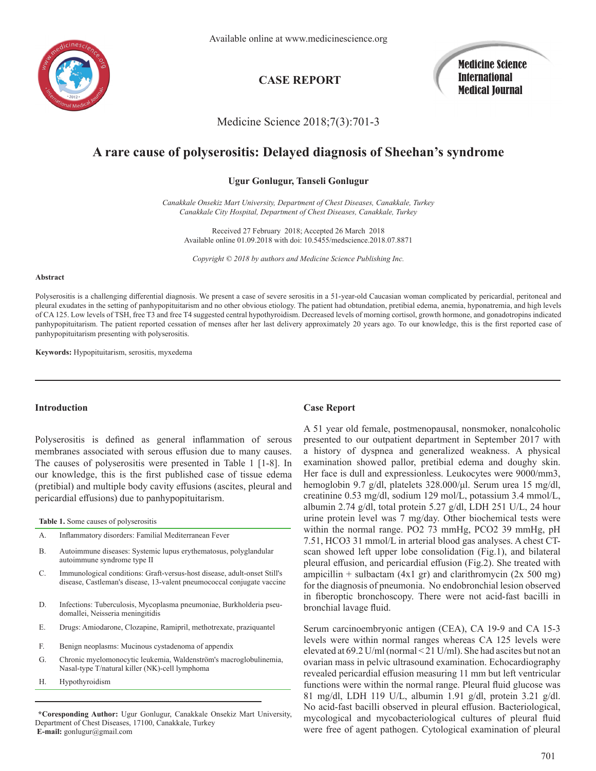Available online at www.medicinescience.org

**CASE REPORT**

**Medicine Science International Medical Journal**

Medicine Science 2018;7(3):701-3

# A rare cause of polyserositis: Delayed diagnosis of Sheehan's syndrome

**Ugur Gonlugur, Tanseli Gonlugur**

*Canakkale Onsekiz Mart University, Department of Chest Diseases, Canakkale, Turkey*
*Canakkale City Hospital, Department of Chest Diseases, Canakkale, Turkey*

Received 27 February 2018; Accepted 26 March 2018
Available online 01.09.2018 with doi: 10.5455/medscience.2018.07.8871

*Copyright © 2018 by authors and Medicine Science Publishing Inc.*

**Abstract**

Polyserositis is a challenging differential diagnosis. We present a case of severe serositis in a 51-year-old Caucasian woman complicated by pericardial, peritoneal and pleural exudates in the setting of panhypopituitarism and no other obvious etiology. The patient had obtundation, pretibial edema, anemia, hyponatremia, and high levels of CA 125. Low levels of TSH, free T3 and free T4 suggested central hypothyroidism. Decreased levels of morning cortisol, growth hormone, and gonadotropins indicated panhypopituitarism. The patient reported cessation of menses after her last delivery approximately 20 years ago. To our knowledge, this is the first reported case of panhypopituitarism presenting with polyserositis.

**Keywords:** Hypopituitarism, serositis, myxedema

## Introduction

Polyserositis is defined as general inflammation of serous membranes associated with serous effusion due to many causes. The causes of polyserositis were presented in Table 1 [1-8]. In our knowledge, this is the first published case of tissue edema (pretibial) and multiple body cavity effusions (ascites, pleural and pericardial effusions) due to panhypopituitarism.

**Table 1.** Some causes of polyserositis

| | |
|---|---|
| A. | Inflammatory disorders: Familial Mediterranean Fever |
| B. | Autoimmune diseases: Systemic lupus erythematosus, polyglandular autoimmune syndrome type II |
| C. | Immunological conditions: Graft-versus-host disease, adult-onset Still's disease, Castleman's disease, 13-valent pneumococcal conjugate vaccine |
| D. | Infections: Tuberculosis, Mycoplasma pneumoniae, Burkholderia pseudomallei, Neisseria meningitidis |
| E. | Drugs: Amiodarone, Clozapine, Ramipril, methotrexate, praziquantel |
| F. | Benign neoplasms: Mucinous cystadenoma of appendix |
| G. | Chronic myelomonocytic leukemia, Waldenström's macroglobulinemia, Nasal-type T/natural killer (NK)-cell lymphoma |
| H. | Hypothyroidism |

**\*Coresponding Author:** Ugur Gonlugur, Canakkale Onsekiz Mart University, Department of Chest Diseases, 17100, Canakkale, Turkey
**E-mail:** gonlugur@gmail.com

## Case Report

A 51 year old female, postmenopausal, nonsmoker, nonalcoholic presented to our outpatient department in September 2017 with a history of dyspnea and generalized weakness. A physical examination showed pallor, pretibial edema and doughy skin. Her face is dull and expressionless. Leukocytes were 9000/mm3, hemoglobin 9.7 g/dl, platelets 328.000/µl. Serum urea 15 mg/dl, creatinine 0.53 mg/dl, sodium 129 mol/L, potassium 3.4 mmol/L, albumin 2.74 g/dl, total protein 5.27 g/dl, LDH 251 U/L, 24 hour urine protein level was 7 mg/day. Other biochemical tests were within the normal range. PO2 73 mmHg, PCO2 39 mmHg, pH 7.51, HCO3 31 mmol/L in arterial blood gas analyses. A chest CT-scan showed left upper lobe consolidation (Fig.1), and bilateral pleural effusion, and pericardial effusion (Fig.2). She treated with ampicillin + sulbactam (4x1 gr) and clarithromycin (2x 500 mg) for the diagnosis of pneumonia. No endobronchial lesion observed in fiberoptic bronchoscopy. There were not acid-fast bacilli in bronchial lavage fluid.

Serum carcinoembryonic antigen (CEA), CA 19-9 and CA 15-3 levels were within normal ranges whereas CA 125 levels were elevated at 69.2 U/ml (normal < 21 U/ml). She had ascites but not an ovarian mass in pelvic ultrasound examination. Echocardiography revealed pericardial effusion measuring 11 mm but left ventricular functions were within the normal range. Pleural fluid glucose was 81 mg/dl, LDH 119 U/L, albumin 1.91 g/dl, protein 3.21 g/dl. No acid-fast bacilli observed in pleural effusion. Bacteriological, mycological and mycobacteriological cultures of pleural fluid were free of agent pathogen. Cytological examination of pleural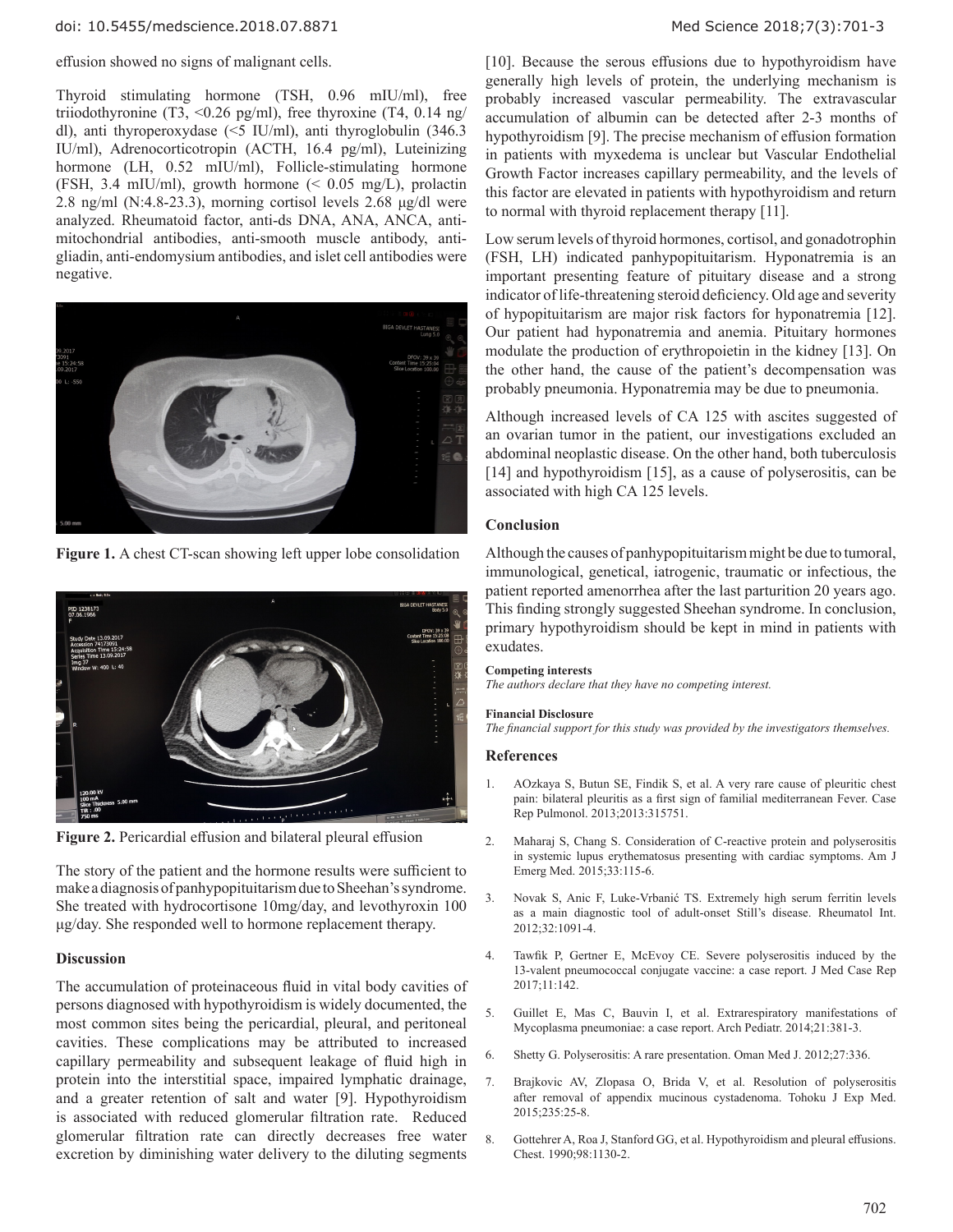effusion showed no signs of malignant cells.

Thyroid stimulating hormone (TSH, 0.96 mIU/ml), free triiodothyronine (T3, <0.26 pg/ml), free thyroxine (T4, 0.14 ng/dl), anti thyroperoxydase (<5 IU/ml), anti thyroglobulin (346.3 IU/ml), Adrenocorticotropin (ACTH, 16.4 pg/ml), Luteinizing hormone (LH, 0.52 mIU/ml), Follicle-stimulating hormone (FSH, 3.4 mIU/ml), growth hormone (< 0.05 mg/L), prolactin 2.8 ng/ml (N:4.8-23.3), morning cortisol levels 2.68 μg/dl were analyzed. Rheumatoid factor, anti-ds DNA, ANA, ANCA, anti-mitochondrial antibodies, anti-smooth muscle antibody, anti-gliadin, anti-endomysium antibodies, and islet cell antibodies were negative.

**Figure 1.** A chest CT-scan showing left upper lobe consolidation

**Figure 2.** Pericardial effusion and bilateral pleural effusion

The story of the patient and the hormone results were sufficient to make a diagnosis of panhypopituitarism due to Sheehan's syndrome. She treated with hydrocortisone 10mg/day, and levothyroxin 100 μg/day. She responded well to hormone replacement therapy.

## Discussion

The accumulation of proteinaceous fluid in vital body cavities of persons diagnosed with hypothyroidism is widely documented, the most common sites being the pericardial, pleural, and peritoneal cavities. These complications may be attributed to increased capillary permeability and subsequent leakage of fluid high in protein into the interstitial space, impaired lymphatic drainage, and a greater retention of salt and water [9]. Hypothyroidism is associated with reduced glomerular filtration rate. Reduced glomerular filtration rate can directly decreases free water excretion by diminishing water delivery to the diluting segments [10]. Because the serous effusions due to hypothyroidism have generally high levels of protein, the underlying mechanism is probably increased vascular permeability. The extravascular accumulation of albumin can be detected after 2-3 months of hypothyroidism [9]. The precise mechanism of effusion formation in patients with myxedema is unclear but Vascular Endothelial Growth Factor increases capillary permeability, and the levels of this factor are elevated in patients with hypothyroidism and return to normal with thyroid replacement therapy [11].

Low serum levels of thyroid hormones, cortisol, and gonadotrophin (FSH, LH) indicated panhypopituitarism. Hyponatremia is an important presenting feature of pituitary disease and a strong indicator of life-threatening steroid deficiency. Old age and severity of hypopituitarism are major risk factors for hyponatremia [12]. Our patient had hyponatremia and anemia. Pituitary hormones modulate the production of erythropoietin in the kidney [13]. On the other hand, the cause of the patient's decompensation was probably pneumonia. Hyponatremia may be due to pneumonia.

Although increased levels of CA 125 with ascites suggested of an ovarian tumor in the patient, our investigations excluded an abdominal neoplastic disease. On the other hand, both tuberculosis [14] and hypothyroidism [15], as a cause of polyserositis, can be associated with high CA 125 levels.

## Conclusion

Although the causes of panhypopituitarism might be due to tumoral, immunological, genetical, iatrogenic, traumatic or infectious, the patient reported amenorrhea after the last parturition 20 years ago. This finding strongly suggested Sheehan syndrome. In conclusion, primary hypothyroidism should be kept in mind in patients with exudates.

**Competing interests**

*The authors declare that they have no competing interest.*

**Financial Disclosure**

*The financial support for this study was provided by the investigators themselves.*

## References

1. AOzkaya S, Butun SE, Findik S, et al. A very rare cause of pleuritic chest pain: bilateral pleuritis as a first sign of familial mediterranean Fever. Case Rep Pulmonol. 2013;2013:315751.
2. Maharaj S, Chang S. Consideration of C-reactive protein and polyserositis in systemic lupus erythematosus presenting with cardiac symptoms. Am J Emerg Med. 2015;33:115-6.
3. Novak S, Anic F, Luke-Vrbanić TS. Extremely high serum ferritin levels as a main diagnostic tool of adult-onset Still's disease. Rheumatol Int. 2012;32:1091-4.
4. Tawfik P, Gertner E, McEvoy CE. Severe polyserositis induced by the 13-valent pneumococcal conjugate vaccine: a case report. J Med Case Rep 2017;11:142.
5. Guillet E, Mas C, Bauvin I, et al. Extrarespiratory manifestations of Mycoplasma pneumoniae: a case report. Arch Pediatr. 2014;21:381-3.
6. Shetty G. Polyserositis: A rare presentation. Oman Med J. 2012;27:336.
7. Brajkovic AV, Zlopasa O, Brida V, et al. Resolution of polyserositis after removal of appendix mucinous cystadenoma. Tohoku J Exp Med. 2015;235:25-8.
8. Gottehrer A, Roa J, Stanford GG, et al. Hypothyroidism and pleural effusions. Chest. 1990;98:1130-2.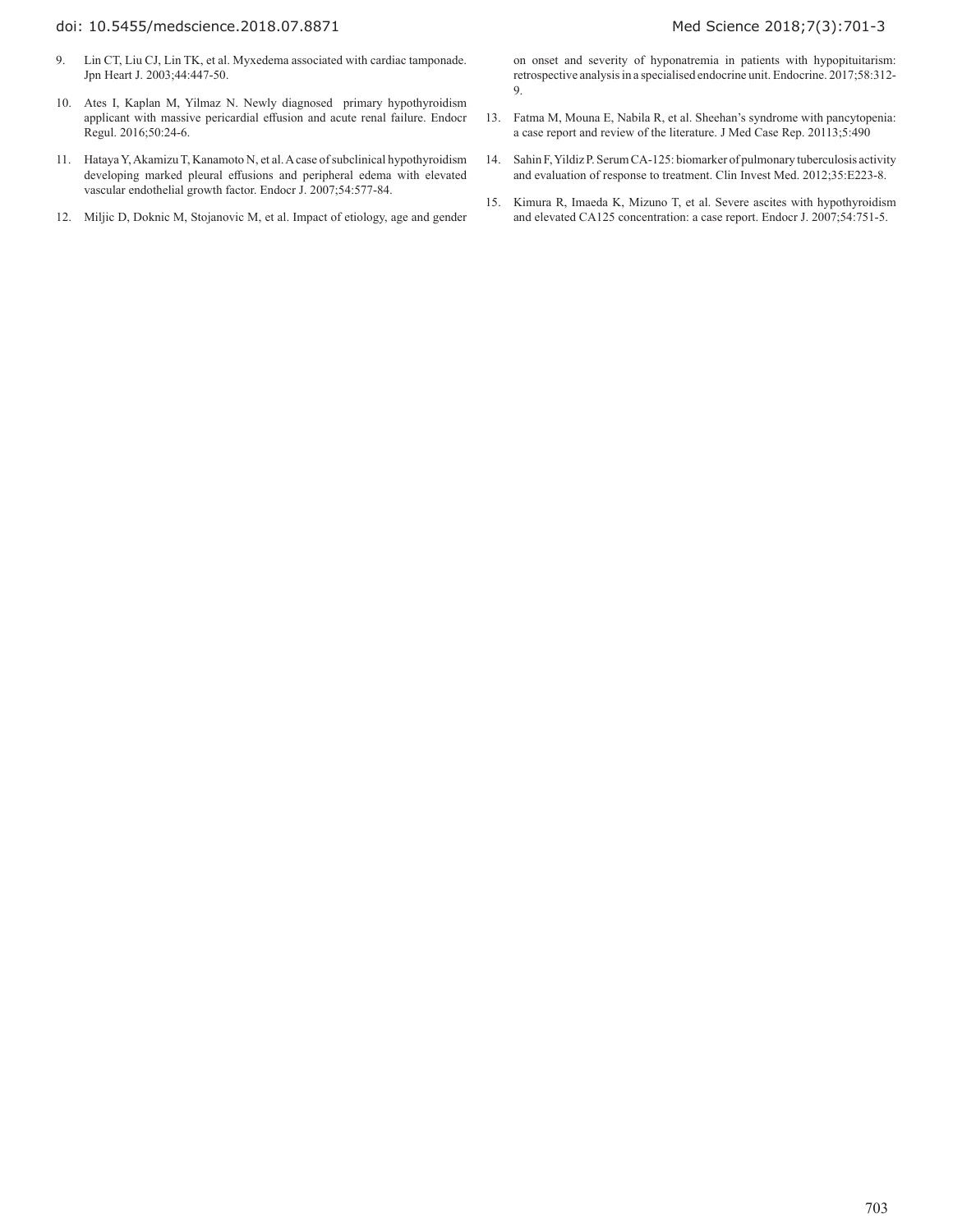9. Lin CT, Liu CJ, Lin TK, et al. Myxedema associated with cardiac tamponade. Jpn Heart J. 2003;44:447-50.

10. Ates I, Kaplan M, Yilmaz N. Newly diagnosed primary hypothyroidism applicant with massive pericardial effusion and acute renal failure. Endocr Regul. 2016;50:24-6.

11. Hataya Y, Akamizu T, Kanamoto N, et al. A case of subclinical hypothyroidism developing marked pleural effusions and peripheral edema with elevated vascular endothelial growth factor. Endocr J. 2007;54:577-84.

12. Miljic D, Doknic M, Stojanovic M, et al. Impact of etiology, age and gender on onset and severity of hyponatremia in patients with hypopituitarism: retrospective analysis in a specialised endocrine unit. Endocrine. 2017;58:312-9.

13. Fatma M, Mouna E, Nabila R, et al. Sheehan's syndrome with pancytopenia: a case report and review of the literature. J Med Case Rep. 20113;5:490

14. Sahin F, Yildiz P. Serum CA-125: biomarker of pulmonary tuberculosis activity and evaluation of response to treatment. Clin Invest Med. 2012;35:E223-8.

15. Kimura R, Imaeda K, Mizuno T, et al. Severe ascites with hypothyroidism and elevated CA125 concentration: a case report. Endocr J. 2007;54:751-5.